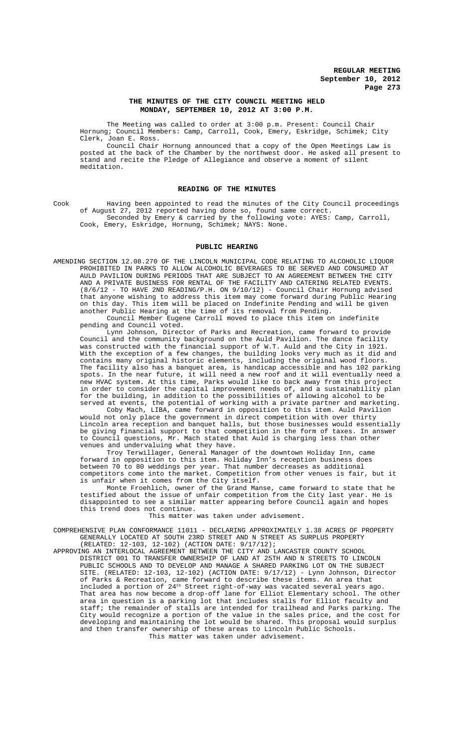# THE MINUTES OF THE CITY COUNCIL MEETING HELD MONDAY, SEPTEMBER 10, 2012 AT 3:00 P.M.

The Meeting was called to order at 3:00 p.m. Present: Council Chair Hornung; Council Members: Camp, Carroll, Cook, Emery, Eskridge, Schimek; City Clerk, Joan E. Ross.

Council Chair Hornung announced that a copy of the Open Meetings Law is posted at the back of the Chamber by the northwest door. He asked all present to stand and recite the Pledge of Allegiance and observe a moment of silent meditation.

## READING OF THE MINUTES

Cook Having been appointed to read the minutes of the City Council proceedings of August 27, 2012 reported having done so, found same correct.

Seconded by Emery & carried by the following vote: AYES: Camp, Carroll, Cook, Emery, Eskridge, Hornung, Schimek; NAYS: None.

## PUBLIC HEARING

AMENDING SECTION 12.08.270 OF THE LINCOLN MUNICIPAL CODE RELATING TO ALCOHOLIC LIQUOR PROHIBITED IN PARKS TO ALLOW ALCOHOLIC BEVERAGES TO BE SERVED AND CONSUMED AT AULD PAVILION DURING PERIODS THAT ARE SUBJECT TO AN AGREEMENT BETWEEN THE CITY AND A PRIVATE BUSINESS FOR RENTAL OF THE FACILITY AND CATERING RELATED EVENTS. (8/6/12 - TO HAVE 2ND READING/P.H. ON 9/10/12) - Council Chair Hornung advised that anyone wishing to address this item may come forward during Public Hearing on this day. This item will be placed on Indefinite Pending and will be given another Public Hearing at the time of its removal from Pending.

Council Member Eugene Carroll moved to place this item on indefinite pending and Council voted.

Lynn Johnson, Director of Parks and Recreation, came forward to provide Council and the community background on the Auld Pavilion. The dance facility was constructed with the financial support of W.T. Auld and the City in 1921. With the exception of a few changes, the building looks very much as it did and contains many original historic elements, including the original wood floors. The facility also has a banquet area, is handicap accessible and has 102 parking spots. In the near future, it will need a new roof and it will eventually need a new HVAC system. At this time, Parks would like to back away from this project in order to consider the capital improvement needs of, and a sustainability plan for the building, in addition to the possibilities of allowing alcohol to be served at events, the potential of working with a private partner and marketing.

Coby Mach, LIBA, came forward in opposition to this item. Auld Pavilion would not only place the government in direct competition with over thirty Lincoln area reception and banquet halls, but those businesses would essentially be giving financial support to that competition in the form of taxes. In answer to Council questions, Mr. Mach stated that Auld is charging less than other venues and undervaluing what they have.

Troy Terwillager, General Manager of the downtown Holiday Inn, came forward in opposition to this item. Holiday Inn's reception business does between 70 to 80 weddings per year. That number decreases as additional competitors come into the market. Competition from other venues is fair, but it is unfair when it comes from the City itself.

Monte Froehlich, owner of the Grand Manse, came forward to state that he testified about the issue of unfair competition from the City last year. He is disappointed to see a similar matter appearing before Council again and hopes this trend does not continue.

This matter was taken under advisement.

COMPREHENSIVE PLAN CONFORMANCE 11011 - DECLARING APPROXIMATELY 1.38 ACRES OF PROPERTY GENERALLY LOCATED AT SOUTH 23RD STREET AND N STREET AS SURPLUS PROPERTY (RELATED: 12-103, 12-102) (ACTION DATE: 9/17/12);

APPROVING AN INTERLOCAL AGREEMENT BETWEEN THE CITY AND LANCASTER COUNTY SCHOOL DISTRICT 001 TO TRANSFER OWNERSHIP OF LAND AT 25TH AND N STREETS TO LINCOLN PUBLIC SCHOOLS AND TO DEVELOP AND MANAGE A SHARED PARKING LOT ON THE SUBJECT SITE. (RELATED: 12-103, 12-102) (ACTION DATE: 9/17/12) - Lynn Johnson, Director of Parks & Recreation, came forward to describe these items. An area that included a portion of 24th Street right-of-way was vacated several years ago. That area has now become a drop-off lane for Elliot Elementary school. The other area in question is a parking lot that includes stalls for Elliot faculty and staff; the remainder of stalls are intended for trailhead and Parks parking. The City would recognize a portion of the value in the sales price, and the cost for developing and maintaining the lot would be shared. This proposal would surplus and then transfer ownership of these areas to Lincoln Public Schools.

This matter was taken under advisement.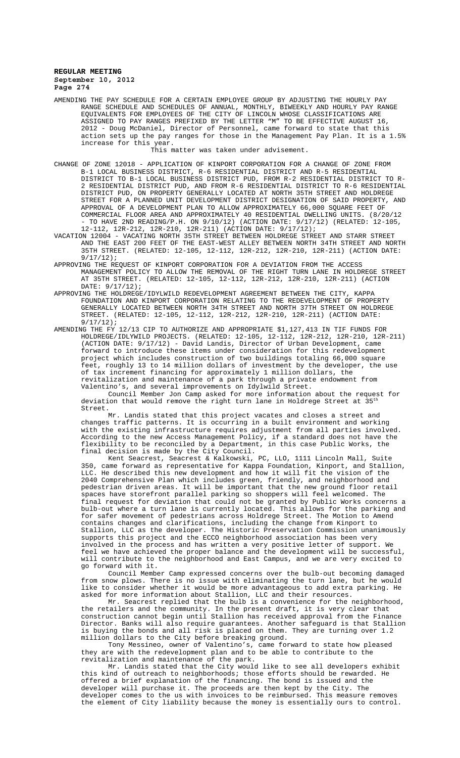AMENDING THE PAY SCHEDULE FOR A CERTAIN EMPLOYEE GROUP BY ADJUSTING THE HOURLY PAY RANGE SCHEDULE AND SCHEDULES OF ANNUAL, MONTHLY, BIWEEKLY AND HOURLY PAY RANGE EQUIVALENTS FOR EMPLOYEES OF THE CITY OF LINCOLN WHOSE CLASSIFICATIONS ARE ASSIGNED TO PAY RANGES PREFIXED BY THE LETTER "M" TO BE EFFECTIVE AUGUST 16, 2012 - Doug McDaniel, Director of Personnel, came forward to state that this action sets up the pay ranges for those in the Management Pay Plan. It is a 1.5% increase for this year.

This matter was taken under advisement.

CHANGE OF ZONE 12018 - APPLICATION OF KINPORT CORPORATION FOR A CHANGE OF ZONE FROM B-1 LOCAL BUSINESS DISTRICT, R-6 RESIDENTIAL DISTRICT AND R-5 RESIDENTIAL DISTRICT TO B-1 LOCAL BUSINESS DISTRICT PUD, FROM R-2 RESIDENTIAL DISTRICT TO R-2 RESIDENTIAL DISTRICT PUD, AND FROM R-6 RESIDENTIAL DISTRICT TO R-6 RESIDENTIAL DISTRICT PUD, ON PROPERTY GENERALLY LOCATED AT NORTH 35TH STREET AND HOLDREGE STREET FOR A PLANNED UNIT DEVELOPMENT DISTRICT DESIGNATION OF SAID PROPERTY, AND APPROVAL OF A DEVELOPMENT PLAN TO ALLOW APPROXIMATELY 66,000 SQUARE FEET OF COMMERCIAL FLOOR AREA AND APPROXIMATELY 40 RESIDENTIAL DWELLING UNITS. (8/20/12 - TO HAVE 2ND READING/P.H. ON 9/10/12) (ACTION DATE: 9/17/12) (RELATED: 12-105, 12-112, 12R-212, 12R-210, 12R-211) (ACTION DATE: 9/17/12);

VACATION 12004 - VACATING NORTH 35TH STREET BETWEEN HOLDREGE STREET AND STARR STREET AND THE EAST 200 FEET OF THE EAST-WEST ALLEY BETWEEN NORTH 34TH STREET AND NORTH 35TH STREET. (RELATED: 12-105, 12-112, 12R-212, 12R-210, 12R-211) (ACTION DATE: 9/17/12);

APPROVING THE REQUEST OF KINPORT CORPORATION FOR A DEVIATION FROM THE ACCESS MANAGEMENT POLICY TO ALLOW THE REMOVAL OF THE RIGHT TURN LANE IN HOLDREGE STREET AT 35TH STREET. (RELATED: 12-105, 12-112, 12R-212, 12R-210, 12R-211) (ACTION DATE: 9/17/12);

APPROVING THE HOLDREGE/IDYLWILD REDEVELOPMENT AGREEMENT BETWEEN THE CITY, KAPPA FOUNDATION AND KINPORT CORPORATION RELATING TO THE REDEVELOPMENT OF PROPERTY GENERALLY LOCATED BETWEEN NORTH 34TH STREET AND NORTH 37TH STREET ON HOLDREGE STREET. (RELATED: 12-105, 12-112, 12R-212, 12R-210, 12R-211) (ACTION DATE: 9/17/12);

AMENDING THE FY 12/13 CIP TO AUTHORIZE AND APPROPRIATE $1,127,413 IN TIF FUNDS FOR HOLDREGE/IDYLWILD PROJECTS. (RELATED: 12-105, 12-112, 12R-212, 12R-210, 12R-211) (ACTION DATE: 9/17/12) - David Landis, Director of Urban Development, came forward to introduce these items under consideration for this redevelopment project which includes construction of two buildings totaling 66,000 square feet, roughly 13 to 14 million dollars of investment by the developer, the use of tax increment financing for approximately 1 million dollars, the revitalization and maintenance of a park through a private endowment from Valentino's, and several improvements on Idylwild Street.

Council Member Jon Camp asked for more information about the request for deviation that would remove the right turn lane in Holdrege Street at 35th Street.

Mr. Landis stated that this project vacates and closes a street and changes traffic patterns. It is occurring in a built environment and working with the existing infrastructure requires adjustment from all parties involved. According to the new Access Management Policy, if a standard does not have the flexibility to be reconciled by a Department, in this case Public Works, the final decision is made by the City Council.

Kent Seacrest, Seacrest & Kalkowski, PC, LLO, 1111 Lincoln Mall, Suite 350, came forward as representative for Kappa Foundation, Kinport, and Stallion, LLC. He described this new development and how it will fit the vision of the 2040 Comprehensive Plan which includes green, friendly, and neighborhood and pedestrian driven areas. It will be important that the new ground floor retail spaces have storefront parallel parking so shoppers will feel welcomed. The final request for deviation that could not be granted by Public Works concerns a bulb-out where a turn lane is currently located. This allows for the parking and for safer movement of pedestrians across Holdrege Street. The Motion to Amend contains changes and clarifications, including the change from Kinport to Stallion, LLC as the developer. The Historic Preservation Commission unanimously supports this project and the ECCO neighborhood association has been very involved in the process and has written a very positive letter of support. We feel we have achieved the proper balance and the development will be successful, will contribute to the neighborhood and East Campus, and we are very excited to go forward with it.

Council Member Camp expressed concerns over the bulb-out becoming damaged from snow plows. There is no issue with eliminating the turn lane, but he would like to consider whether it would be more advantageous to add extra parking. He asked for more information about Stallion, LLC and their resources.

Mr. Seacrest replied that the bulb is a convenience for the neighborhood, the retailers and the community. In the present draft, it is very clear that construction cannot begin until Stallion has received approval from the Finance Director. Banks will also require guarantees. Another safeguard is that Stallion is buying the bonds and all risk is placed on them. They are turning over 1.2 million dollars to the City before breaking ground.

Tony Messineo, owner of Valentino's, came forward to state how pleased they are with the redevelopment plan and to be able to contribute to the revitalization and maintenance of the park.

Mr. Landis stated that the City would like to see all developers exhibit this kind of outreach to neighborhoods; those efforts should be rewarded. He offered a brief explanation of the financing. The bond is issued and the developer will purchase it. The proceeds are then kept by the City. The developer comes to the us with invoices to be reimbursed. This measure removes the element of City liability because the money is essentially ours to control.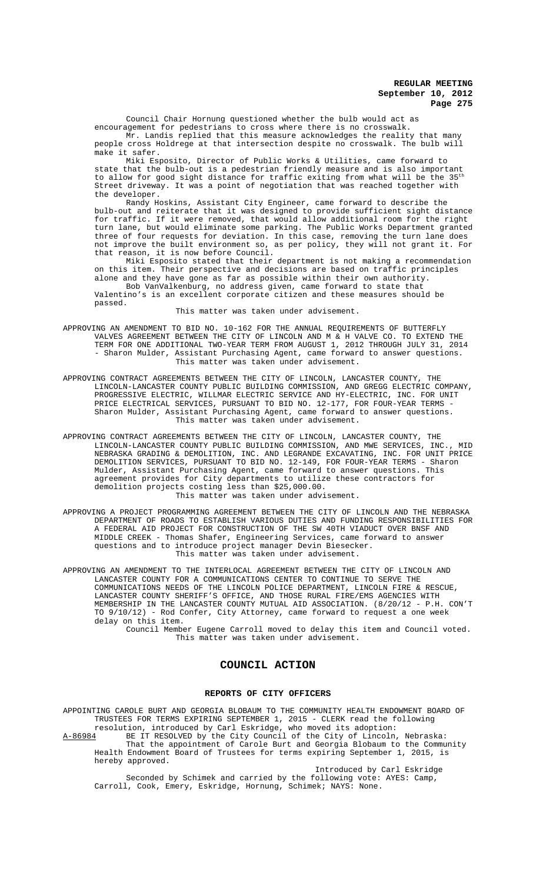Council Chair Hornung questioned whether the bulb would act as encouragement for pedestrians to cross where there is no crosswalk.

Mr. Landis replied that this measure acknowledges the reality that many people cross Holdrege at that intersection despite no crosswalk. The bulb will make it safer.

Miki Esposito, Director of Public Works & Utilities, came forward to state that the bulb-out is a pedestrian friendly measure and is also important to allow for good sight distance for traffic exiting from what will be the 35th Street driveway. It was a point of negotiation that was reached together with the developer.

Randy Hoskins, Assistant City Engineer, came forward to describe the bulb-out and reiterate that it was designed to provide sufficient sight distance for traffic. If it were removed, that would allow additional room for the right turn lane, but would eliminate some parking. The Public Works Department granted three of four requests for deviation. In this case, removing the turn lane does not improve the built environment so, as per policy, they will not grant it. For that reason, it is now before Council.

Miki Esposito stated that their department is not making a recommendation on this item. Their perspective and decisions are based on traffic principles alone and they have gone as far as possible within their own authority.

Bob VanValkenburg, no address given, came forward to state that Valentino's is an excellent corporate citizen and these measures should be passed.

This matter was taken under advisement.

APPROVING AN AMENDMENT TO BID NO. 10-162 FOR THE ANNUAL REQUIREMENTS OF BUTTERFLY VALVES AGREEMENT BETWEEN THE CITY OF LINCOLN AND M & H VALVE CO. TO EXTEND THE TERM FOR ONE ADDITIONAL TWO-YEAR TERM FROM AUGUST 1, 2012 THROUGH JULY 31, 2014 - Sharon Mulder, Assistant Purchasing Agent, came forward to answer questions.

This matter was taken under advisement.

APPROVING CONTRACT AGREEMENTS BETWEEN THE CITY OF LINCOLN, LANCASTER COUNTY, THE LINCOLN-LANCASTER COUNTY PUBLIC BUILDING COMMISSION, AND GREGG ELECTRIC COMPANY, PROGRESSIVE ELECTRIC, WILLMAR ELECTRIC SERVICE AND HY-ELECTRIC, INC. FOR UNIT PRICE ELECTRICAL SERVICES, PURSUANT TO BID NO. 12-177, FOR FOUR-YEAR TERMS - Sharon Mulder, Assistant Purchasing Agent, came forward to answer questions.

This matter was taken under advisement.

APPROVING CONTRACT AGREEMENTS BETWEEN THE CITY OF LINCOLN, LANCASTER COUNTY, THE LINCOLN-LANCASTER COUNTY PUBLIC BUILDING COMMISSION, AND MWE SERVICES, INC., MID NEBRASKA GRADING & DEMOLITION, INC. AND LEGRANDE EXCAVATING, INC. FOR UNIT PRICE DEMOLITION SERVICES, PURSUANT TO BID NO. 12-149, FOR FOUR-YEAR TERMS - Sharon Mulder, Assistant Purchasing Agent, came forward to answer questions. This agreement provides for City departments to utilize these contractors for demolition projects costing less than $25,000.00.

This matter was taken under advisement.

APPROVING A PROJECT PROGRAMMING AGREEMENT BETWEEN THE CITY OF LINCOLN AND THE NEBRASKA DEPARTMENT OF ROADS TO ESTABLISH VARIOUS DUTIES AND FUNDING RESPONSIBILITIES FOR A FEDERAL AID PROJECT FOR CONSTRUCTION OF THE SW 40TH VIADUCT OVER BNSF AND MIDDLE CREEK - Thomas Shafer, Engineering Services, came forward to answer questions and to introduce project manager Devin Biesecker.

This matter was taken under advisement.

APPROVING AN AMENDMENT TO THE INTERLOCAL AGREEMENT BETWEEN THE CITY OF LINCOLN AND LANCASTER COUNTY FOR A COMMUNICATIONS CENTER TO CONTINUE TO SERVE THE COMMUNICATIONS NEEDS OF THE LINCOLN POLICE DEPARTMENT, LINCOLN FIRE & RESCUE, LANCASTER COUNTY SHERIFF'S OFFICE, AND THOSE RURAL FIRE/EMS AGENCIES WITH MEMBERSHIP IN THE LANCASTER COUNTY MUTUAL AID ASSOCIATION. (8/20/12 - P.H. CON'T TO 9/10/12) - Rod Confer, City Attorney, came forward to request a one week delay on this item.

Council Member Eugene Carroll moved to delay this item and Council voted.

This matter was taken under advisement.

## COUNCIL ACTION

### REPORTS OF CITY OFFICERS

APPOINTING CAROLE BURT AND GEORGIA BLOBAUM TO THE COMMUNITY HEALTH ENDOWMENT BOARD OF TRUSTEES FOR TERMS EXPIRING SEPTEMBER 1, 2015 - CLERK read the following resolution, introduced by Carl Eskridge, who moved its adoption:

A-86984 BE IT RESOLVED by the City Council of the City of Lincoln, Nebraska:

That the appointment of Carole Burt and Georgia Blobaum to the Community Health Endowment Board of Trustees for terms expiring September 1, 2015, is hereby approved.

Introduced by Carl Eskridge

Seconded by Schimek and carried by the following vote: AYES: Camp, Carroll, Cook, Emery, Eskridge, Hornung, Schimek; NAYS: None.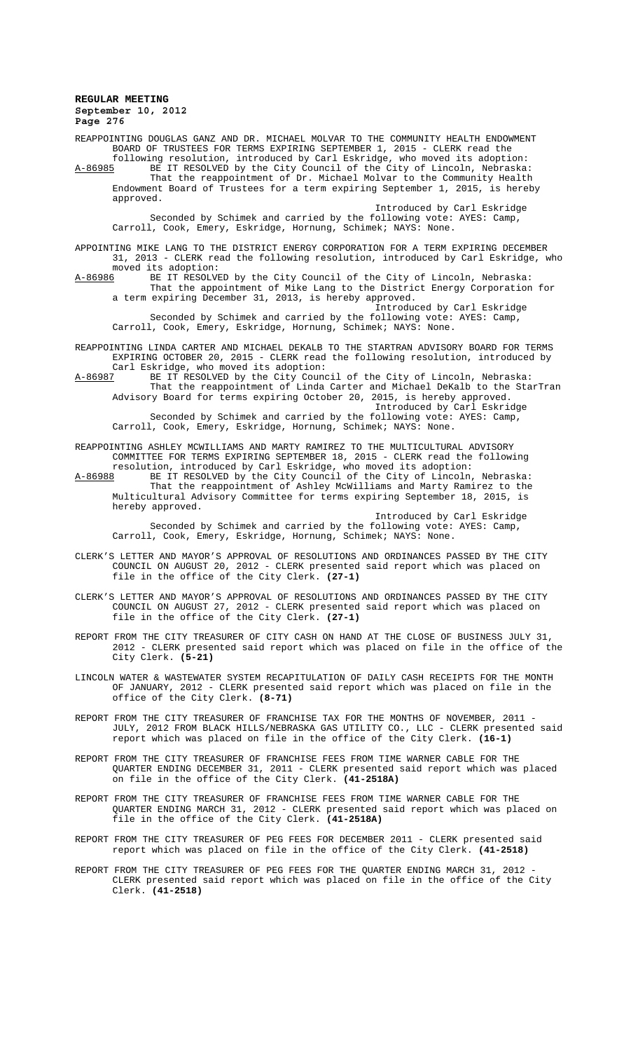REAPPOINTING DOUGLAS GANZ AND DR. MICHAEL MOLVAR TO THE COMMUNITY HEALTH ENDOWMENT BOARD OF TRUSTEES FOR TERMS EXPIRING SEPTEMBER 1, 2015 - CLERK read the following resolution, introduced by Carl Eskridge, who moved its adoption:

A-86985 BE IT RESOLVED by the City Council of the City of Lincoln, Nebraska: That the reappointment of Dr. Michael Molvar to the Community Health Endowment Board of Trustees for a term expiring September 1, 2015, is hereby approved.

Introduced by Carl Eskridge

Seconded by Schimek and carried by the following vote: AYES: Camp, Carroll, Cook, Emery, Eskridge, Hornung, Schimek; NAYS: None.

APPOINTING MIKE LANG TO THE DISTRICT ENERGY CORPORATION FOR A TERM EXPIRING DECEMBER 31, 2013 - CLERK read the following resolution, introduced by Carl Eskridge, who moved its adoption:

A-86986 BE IT RESOLVED by the City Council of the City of Lincoln, Nebraska: That the appointment of Mike Lang to the District Energy Corporation for a term expiring December 31, 2013, is hereby approved.

Introduced by Carl Eskridge

Seconded by Schimek and carried by the following vote: AYES: Camp, Carroll, Cook, Emery, Eskridge, Hornung, Schimek; NAYS: None.

REAPPOINTING LINDA CARTER AND MICHAEL DEKALB TO THE STARTRAN ADVISORY BOARD FOR TERMS EXPIRING OCTOBER 20, 2015 - CLERK read the following resolution, introduced by Carl Eskridge, who moved its adoption:

A-86987 BE IT RESOLVED by the City Council of the City of Lincoln, Nebraska: That the reappointment of Linda Carter and Michael DeKalb to the StarTran Advisory Board for terms expiring October 20, 2015, is hereby approved.

Introduced by Carl Eskridge

Seconded by Schimek and carried by the following vote: AYES: Camp, Carroll, Cook, Emery, Eskridge, Hornung, Schimek; NAYS: None.

REAPPOINTING ASHLEY MCWILLIAMS AND MARTY RAMIREZ TO THE MULTICULTURAL ADVISORY COMMITTEE FOR TERMS EXPIRING SEPTEMBER 18, 2015 - CLERK read the following resolution, introduced by Carl Eskridge, who moved its adoption:

A-86988 BE IT RESOLVED by the City Council of the City of Lincoln, Nebraska: That the reappointment of Ashley McWilliams and Marty Ramirez to the Multicultural Advisory Committee for terms expiring September 18, 2015, is hereby approved.

Introduced by Carl Eskridge

Seconded by Schimek and carried by the following vote: AYES: Camp, Carroll, Cook, Emery, Eskridge, Hornung, Schimek; NAYS: None.

CLERK'S LETTER AND MAYOR'S APPROVAL OF RESOLUTIONS AND ORDINANCES PASSED BY THE CITY COUNCIL ON AUGUST 20, 2012 - CLERK presented said report which was placed on file in the office of the City Clerk. **(27-1)**

CLERK'S LETTER AND MAYOR'S APPROVAL OF RESOLUTIONS AND ORDINANCES PASSED BY THE CITY COUNCIL ON AUGUST 27, 2012 - CLERK presented said report which was placed on file in the office of the City Clerk. **(27-1)**

REPORT FROM THE CITY TREASURER OF CITY CASH ON HAND AT THE CLOSE OF BUSINESS JULY 31, 2012 - CLERK presented said report which was placed on file in the office of the City Clerk. **(5-21)**

LINCOLN WATER & WASTEWATER SYSTEM RECAPITULATION OF DAILY CASH RECEIPTS FOR THE MONTH OF JANUARY, 2012 - CLERK presented said report which was placed on file in the office of the City Clerk. **(8-71)**

REPORT FROM THE CITY TREASURER OF FRANCHISE TAX FOR THE MONTHS OF NOVEMBER, 2011 - JULY, 2012 FROM BLACK HILLS/NEBRASKA GAS UTILITY CO., LLC - CLERK presented said report which was placed on file in the office of the City Clerk. **(16-1)**

REPORT FROM THE CITY TREASURER OF FRANCHISE FEES FROM TIME WARNER CABLE FOR THE QUARTER ENDING DECEMBER 31, 2011 - CLERK presented said report which was placed on file in the office of the City Clerk. **(41-2518A)**

REPORT FROM THE CITY TREASURER OF FRANCHISE FEES FROM TIME WARNER CABLE FOR THE QUARTER ENDING MARCH 31, 2012 - CLERK presented said report which was placed on file in the office of the City Clerk. **(41-2518A)**

REPORT FROM THE CITY TREASURER OF PEG FEES FOR DECEMBER 2011 - CLERK presented said report which was placed on file in the office of the City Clerk. **(41-2518)**

REPORT FROM THE CITY TREASURER OF PEG FEES FOR THE QUARTER ENDING MARCH 31, 2012 - CLERK presented said report which was placed on file in the office of the City Clerk. **(41-2518)**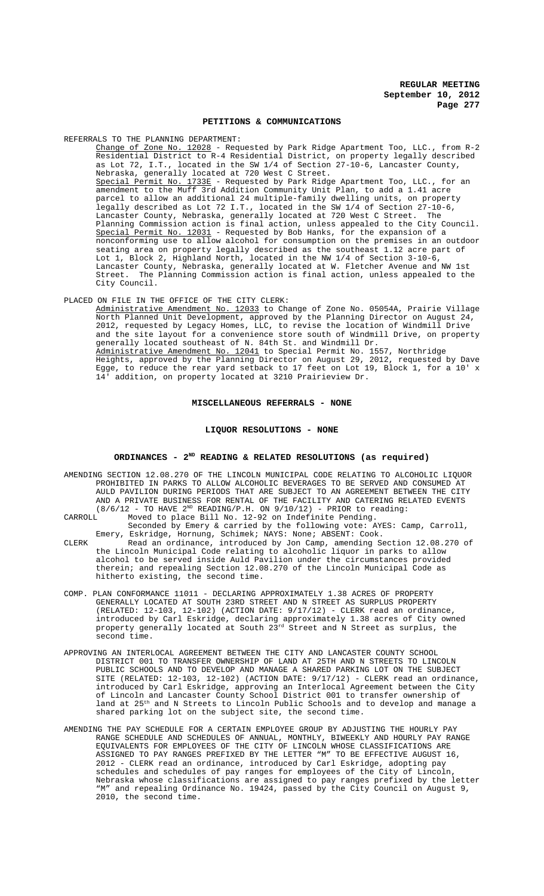## PETITIONS & COMMUNICATIONS

REFERRALS TO THE PLANNING DEPARTMENT:

Change of Zone No. 12028 - Requested by Park Ridge Apartment Too, LLC., from R-2 Residential District to R-4 Residential District, on property legally described as Lot 72, I.T., located in the SW 1/4 of Section 27-10-6, Lancaster County, Nebraska, generally located at 720 West C Street.

Special Permit No. 1733E - Requested by Park Ridge Apartment Too, LLC., for an amendment to the Muff 3rd Addition Community Unit Plan, to add a 1.41 acre parcel to allow an additional 24 multiple-family dwelling units, on property legally described as Lot 72 I.T., located in the SW 1/4 of Section 27-10-6, Lancaster County, Nebraska, generally located at 720 West C Street. The Planning Commission action is final action, unless appealed to the City Council.

Special Permit No. 12031 - Requested by Bob Hanks, for the expansion of a nonconforming use to allow alcohol for consumption on the premises in an outdoor seating area on property legally described as the southeast 1.12 acre part of Lot 1, Block 2, Highland North, located in the NW 1/4 of Section 3-10-6, Lancaster County, Nebraska, generally located at W. Fletcher Avenue and NW 1st Street. The Planning Commission action is final action, unless appealed to the City Council.

PLACED ON FILE IN THE OFFICE OF THE CITY CLERK:

Administrative Amendment No. 12033 to Change of Zone No. 05054A, Prairie Village North Planned Unit Development, approved by the Planning Director on August 24, 2012, requested by Legacy Homes, LLC, to revise the location of Windmill Drive and the site layout for a convenience store south of Windmill Drive, on property generally located southeast of N. 84th St. and Windmill Dr.

Administrative Amendment No. 12041 to Special Permit No. 1557, Northridge Heights, approved by the Planning Director on August 29, 2012, requested by Dave Egge, to reduce the rear yard setback to 17 feet on Lot 19, Block 1, for a 10' x 14' addition, on property located at 3210 Prairieview Dr.

## MISCELLANEOUS REFERRALS - NONE

## LIQUOR RESOLUTIONS - NONE

## ORDINANCES - 2ND READING & RELATED RESOLUTIONS (as required)

AMENDING SECTION 12.08.270 OF THE LINCOLN MUNICIPAL CODE RELATING TO ALCOHOLIC LIQUOR PROHIBITED IN PARKS TO ALLOW ALCOHOLIC BEVERAGES TO BE SERVED AND CONSUMED AT AULD PAVILION DURING PERIODS THAT ARE SUBJECT TO AN AGREEMENT BETWEEN THE CITY AND A PRIVATE BUSINESS FOR RENTAL OF THE FACILITY AND CATERING RELATED EVENTS (8/6/12 - TO HAVE 2ND READING/P.H. ON 9/10/12) - PRIOR to reading:

CARROLL Moved to place Bill No. 12-92 on Indefinite Pending.
Seconded by Emery & carried by the following vote: AYES: Camp, Carroll, Emery, Eskridge, Hornung, Schimek; NAYS: None; ABSENT: Cook.

CLERK Read an ordinance, introduced by Jon Camp, amending Section 12.08.270 of the Lincoln Municipal Code relating to alcoholic liquor in parks to allow alcohol to be served inside Auld Pavilion under the circumstances provided therein; and repealing Section 12.08.270 of the Lincoln Municipal Code as hitherto existing, the second time.

COMP. PLAN CONFORMANCE 11011 - DECLARING APPROXIMATELY 1.38 ACRES OF PROPERTY GENERALLY LOCATED AT SOUTH 23RD STREET AND N STREET AS SURPLUS PROPERTY (RELATED: 12-103, 12-102) (ACTION DATE: 9/17/12) - CLERK read an ordinance, introduced by Carl Eskridge, declaring approximately 1.38 acres of City owned property generally located at South 23rd Street and N Street as surplus, the second time.

APPROVING AN INTERLOCAL AGREEMENT BETWEEN THE CITY AND LANCASTER COUNTY SCHOOL DISTRICT 001 TO TRANSFER OWNERSHIP OF LAND AT 25TH AND N STREETS TO LINCOLN PUBLIC SCHOOLS AND TO DEVELOP AND MANAGE A SHARED PARKING LOT ON THE SUBJECT SITE (RELATED: 12-103, 12-102) (ACTION DATE: 9/17/12) - CLERK read an ordinance, introduced by Carl Eskridge, approving an Interlocal Agreement between the City of Lincoln and Lancaster County School District 001 to transfer ownership of land at 25th and N Streets to Lincoln Public Schools and to develop and manage a shared parking lot on the subject site, the second time.

AMENDING THE PAY SCHEDULE FOR A CERTAIN EMPLOYEE GROUP BY ADJUSTING THE HOURLY PAY RANGE SCHEDULE AND SCHEDULES OF ANNUAL, MONTHLY, BIWEEKLY AND HOURLY PAY RANGE EQUIVALENTS FOR EMPLOYEES OF THE CITY OF LINCOLN WHOSE CLASSIFICATIONS ARE ASSIGNED TO PAY RANGES PREFIXED BY THE LETTER "M" TO BE EFFECTIVE AUGUST 16, 2012 - CLERK read an ordinance, introduced by Carl Eskridge, adopting pay schedules and schedules of pay ranges for employees of the City of Lincoln, Nebraska whose classifications are assigned to pay ranges prefixed by the letter "M" and repealing Ordinance No. 19424, passed by the City Council on August 9, 2010, the second time.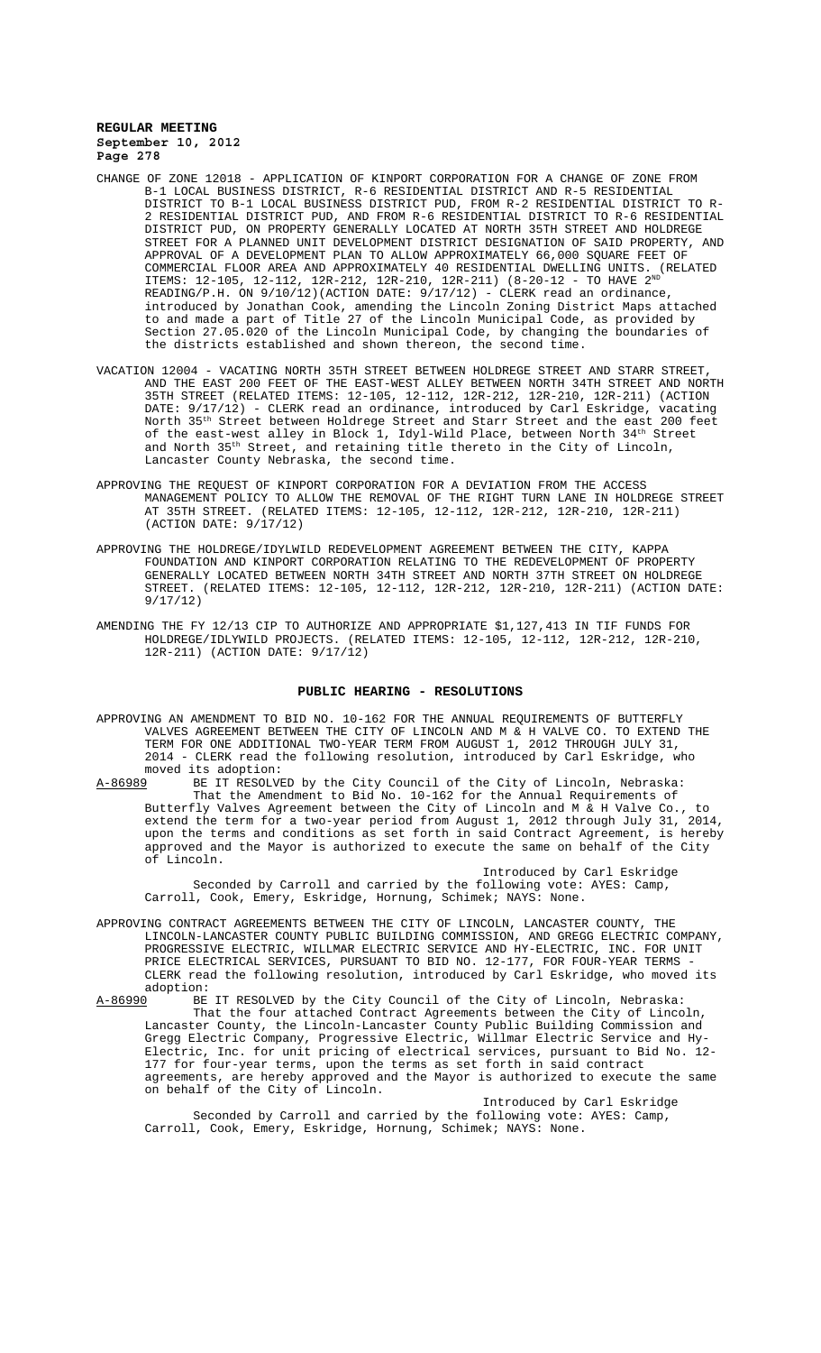CHANGE OF ZONE 12018 - APPLICATION OF KINPORT CORPORATION FOR A CHANGE OF ZONE FROM B-1 LOCAL BUSINESS DISTRICT, R-6 RESIDENTIAL DISTRICT AND R-5 RESIDENTIAL DISTRICT TO B-1 LOCAL BUSINESS DISTRICT PUD, FROM R-2 RESIDENTIAL DISTRICT TO R-2 RESIDENTIAL DISTRICT PUD, AND FROM R-6 RESIDENTIAL DISTRICT TO R-6 RESIDENTIAL DISTRICT PUD, ON PROPERTY GENERALLY LOCATED AT NORTH 35TH STREET AND HOLDREGE STREET FOR A PLANNED UNIT DEVELOPMENT DISTRICT DESIGNATION OF SAID PROPERTY, AND APPROVAL OF A DEVELOPMENT PLAN TO ALLOW APPROXIMATELY 66,000 SQUARE FEET OF COMMERCIAL FLOOR AREA AND APPROXIMATELY 40 RESIDENTIAL DWELLING UNITS. (RELATED ITEMS: 12-105, 12-112, 12R-212, 12R-210, 12R-211) (8-20-12 - TO HAVE 2ND READING/P.H. ON 9/10/12)(ACTION DATE: 9/17/12) - CLERK read an ordinance, introduced by Jonathan Cook, amending the Lincoln Zoning District Maps attached to and made a part of Title 27 of the Lincoln Municipal Code, as provided by Section 27.05.020 of the Lincoln Municipal Code, by changing the boundaries of the districts established and shown thereon, the second time.

VACATION 12004 - VACATING NORTH 35TH STREET BETWEEN HOLDREGE STREET AND STARR STREET, AND THE EAST 200 FEET OF THE EAST-WEST ALLEY BETWEEN NORTH 34TH STREET AND NORTH 35TH STREET (RELATED ITEMS: 12-105, 12-112, 12R-212, 12R-210, 12R-211) (ACTION DATE: 9/17/12) - CLERK read an ordinance, introduced by Carl Eskridge, vacating North 35th Street between Holdrege Street and Starr Street and the east 200 feet of the east-west alley in Block 1, Idyl-Wild Place, between North 34th Street and North 35th Street, and retaining title thereto in the City of Lincoln, Lancaster County Nebraska, the second time.

APPROVING THE REQUEST OF KINPORT CORPORATION FOR A DEVIATION FROM THE ACCESS MANAGEMENT POLICY TO ALLOW THE REMOVAL OF THE RIGHT TURN LANE IN HOLDREGE STREET AT 35TH STREET. (RELATED ITEMS: 12-105, 12-112, 12R-212, 12R-210, 12R-211) (ACTION DATE: 9/17/12)

APPROVING THE HOLDREGE/IDYLWILD REDEVELOPMENT AGREEMENT BETWEEN THE CITY, KAPPA FOUNDATION AND KINPORT CORPORATION RELATING TO THE REDEVELOPMENT OF PROPERTY GENERALLY LOCATED BETWEEN NORTH 34TH STREET AND NORTH 37TH STREET ON HOLDREGE STREET. (RELATED ITEMS: 12-105, 12-112, 12R-212, 12R-210, 12R-211) (ACTION DATE: 9/17/12)

AMENDING THE FY 12/13 CIP TO AUTHORIZE AND APPROPRIATE $1,127,413 IN TIF FUNDS FOR HOLDREGE/IDYLWILD PROJECTS. (RELATED ITEMS: 12-105, 12-112, 12R-212, 12R-210, 12R-211) (ACTION DATE: 9/17/12)

## PUBLIC HEARING - RESOLUTIONS

APPROVING AN AMENDMENT TO BID NO. 10-162 FOR THE ANNUAL REQUIREMENTS OF BUTTERFLY VALVES AGREEMENT BETWEEN THE CITY OF LINCOLN AND M & H VALVE CO. TO EXTEND THE TERM FOR ONE ADDITIONAL TWO-YEAR TERM FROM AUGUST 1, 2012 THROUGH JULY 31, 2014 - CLERK read the following resolution, introduced by Carl Eskridge, who moved its adoption:

A-86989 BE IT RESOLVED by the City Council of the City of Lincoln, Nebraska:

That the Amendment to Bid No. 10-162 for the Annual Requirements of Butterfly Valves Agreement between the City of Lincoln and M & H Valve Co., to extend the term for a two-year period from August 1, 2012 through July 31, 2014, upon the terms and conditions as set forth in said Contract Agreement, is hereby approved and the Mayor is authorized to execute the same on behalf of the City of Lincoln.

Introduced by Carl Eskridge

Seconded by Carroll and carried by the following vote: AYES: Camp, Carroll, Cook, Emery, Eskridge, Hornung, Schimek; NAYS: None.

APPROVING CONTRACT AGREEMENTS BETWEEN THE CITY OF LINCOLN, LANCASTER COUNTY, THE LINCOLN-LANCASTER COUNTY PUBLIC BUILDING COMMISSION, AND GREGG ELECTRIC COMPANY, PROGRESSIVE ELECTRIC, WILLMAR ELECTRIC SERVICE AND HY-ELECTRIC, INC. FOR UNIT PRICE ELECTRICAL SERVICES, PURSUANT TO BID NO. 12-177, FOR FOUR-YEAR TERMS - CLERK read the following resolution, introduced by Carl Eskridge, who moved its adoption:

A-86990 BE IT RESOLVED by the City Council of the City of Lincoln, Nebraska:

That the four attached Contract Agreements between the City of Lincoln, Lancaster County, the Lincoln-Lancaster County Public Building Commission and Gregg Electric Company, Progressive Electric, Willmar Electric Service and Hy-Electric, Inc. for unit pricing of electrical services, pursuant to Bid No. 12-177 for four-year terms, upon the terms as set forth in said contract agreements, are hereby approved and the Mayor is authorized to execute the same on behalf of the City of Lincoln.

Introduced by Carl Eskridge

Seconded by Carroll and carried by the following vote: AYES: Camp, Carroll, Cook, Emery, Eskridge, Hornung, Schimek; NAYS: None.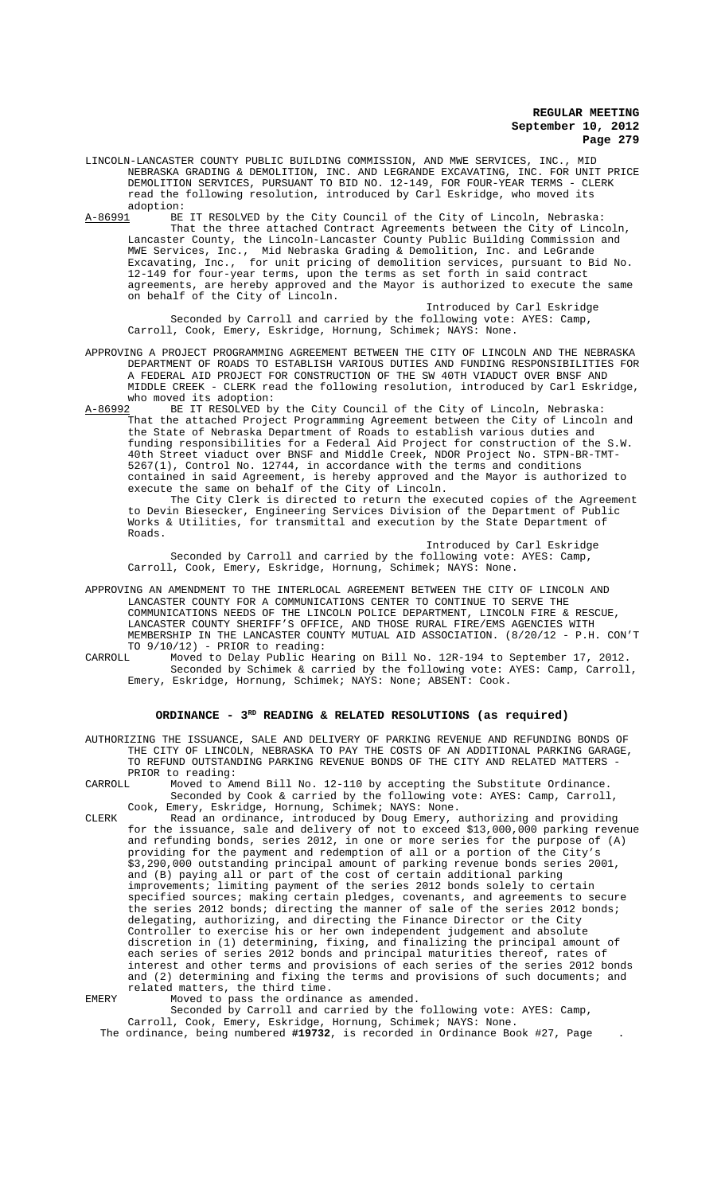LINCOLN-LANCASTER COUNTY PUBLIC BUILDING COMMISSION, AND MWE SERVICES, INC., MID NEBRASKA GRADING & DEMOLITION, INC. AND LEGRANDE EXCAVATING, INC. FOR UNIT PRICE DEMOLITION SERVICES, PURSUANT TO BID NO. 12-149, FOR FOUR-YEAR TERMS - CLERK read the following resolution, introduced by Carl Eskridge, who moved its adoption:

A-86991 BE IT RESOLVED by the City Council of the City of Lincoln, Nebraska:

That the three attached Contract Agreements between the City of Lincoln, Lancaster County, the Lincoln-Lancaster County Public Building Commission and MWE Services, Inc., Mid Nebraska Grading & Demolition, Inc. and LeGrande Excavating, Inc., for unit pricing of demolition services, pursuant to Bid No. 12-149 for four-year terms, upon the terms as set forth in said contract agreements, are hereby approved and the Mayor is authorized to execute the same on behalf of the City of Lincoln.

Introduced by Carl Eskridge

Seconded by Carroll and carried by the following vote: AYES: Camp, Carroll, Cook, Emery, Eskridge, Hornung, Schimek; NAYS: None.

APPROVING A PROJECT PROGRAMMING AGREEMENT BETWEEN THE CITY OF LINCOLN AND THE NEBRASKA DEPARTMENT OF ROADS TO ESTABLISH VARIOUS DUTIES AND FUNDING RESPONSIBILITIES FOR A FEDERAL AID PROJECT FOR CONSTRUCTION OF THE SW 40TH VIADUCT OVER BNSF AND MIDDLE CREEK - CLERK read the following resolution, introduced by Carl Eskridge, who moved its adoption:

A-86992 BE IT RESOLVED by the City Council of the City of Lincoln, Nebraska:

That the attached Project Programming Agreement between the City of Lincoln and the State of Nebraska Department of Roads to establish various duties and funding responsibilities for a Federal Aid Project for construction of the S.W. 40th Street viaduct over BNSF and Middle Creek, NDOR Project No. STPN-BR-TMT-5267(1), Control No. 12744, in accordance with the terms and conditions contained in said Agreement, is hereby approved and the Mayor is authorized to execute the same on behalf of the City of Lincoln.

The City Clerk is directed to return the executed copies of the Agreement to Devin Biesecker, Engineering Services Division of the Department of Public Works & Utilities, for transmittal and execution by the State Department of Roads.

Introduced by Carl Eskridge

Seconded by Carroll and carried by the following vote: AYES: Camp, Carroll, Cook, Emery, Eskridge, Hornung, Schimek; NAYS: None.

APPROVING AN AMENDMENT TO THE INTERLOCAL AGREEMENT BETWEEN THE CITY OF LINCOLN AND LANCASTER COUNTY FOR A COMMUNICATIONS CENTER TO CONTINUE TO SERVE THE COMMUNICATIONS NEEDS OF THE LINCOLN POLICE DEPARTMENT, LINCOLN FIRE & RESCUE, LANCASTER COUNTY SHERIFF'S OFFICE, AND THOSE RURAL FIRE/EMS AGENCIES WITH MEMBERSHIP IN THE LANCASTER COUNTY MUTUAL AID ASSOCIATION. (8/20/12 - P.H. CON'T TO 9/10/12) - PRIOR to reading:

CARROLL Moved to Delay Public Hearing on Bill No. 12R-194 to September 17, 2012.

Seconded by Schimek & carried by the following vote: AYES: Camp, Carroll, Emery, Eskridge, Hornung, Schimek; NAYS: None; ABSENT: Cook.

## ORDINANCE - 3RD READING & RELATED RESOLUTIONS (as required)

AUTHORIZING THE ISSUANCE, SALE AND DELIVERY OF PARKING REVENUE AND REFUNDING BONDS OF THE CITY OF LINCOLN, NEBRASKA TO PAY THE COSTS OF AN ADDITIONAL PARKING GARAGE, TO REFUND OUTSTANDING PARKING REVENUE BONDS OF THE CITY AND RELATED MATTERS - PRIOR to reading:

CARROLL Moved to Amend Bill No. 12-110 by accepting the Substitute Ordinance.

Seconded by Cook & carried by the following vote: AYES: Camp, Carroll, Cook, Emery, Eskridge, Hornung, Schimek; NAYS: None.

CLERK Read an ordinance, introduced by Doug Emery, authorizing and providing for the issuance, sale and delivery of not to exceed $13,000,000 parking revenue and refunding bonds, series 2012, in one or more series for the purpose of (A) providing for the payment and redemption of all or a portion of the City's $3,290,000 outstanding principal amount of parking revenue bonds series 2001, and (B) paying all or part of the cost of certain additional parking improvements; limiting payment of the series 2012 bonds solely to certain specified sources; making certain pledges, covenants, and agreements to secure the series 2012 bonds; directing the manner of sale of the series 2012 bonds; delegating, authorizing, and directing the Finance Director or the City Controller to exercise his or her own independent judgement and absolute discretion in (1) determining, fixing, and finalizing the principal amount of each series of series 2012 bonds and principal maturities thereof, rates of interest and other terms and provisions of each series of the series 2012 bonds and (2) determining and fixing the terms and provisions of such documents; and related matters, the third time.

EMERY Moved to pass the ordinance as amended.

Seconded by Carroll and carried by the following vote: AYES: Camp, Carroll, Cook, Emery, Eskridge, Hornung, Schimek; NAYS: None.

The ordinance, being numbered **#19732**, is recorded in Ordinance Book #27, Page .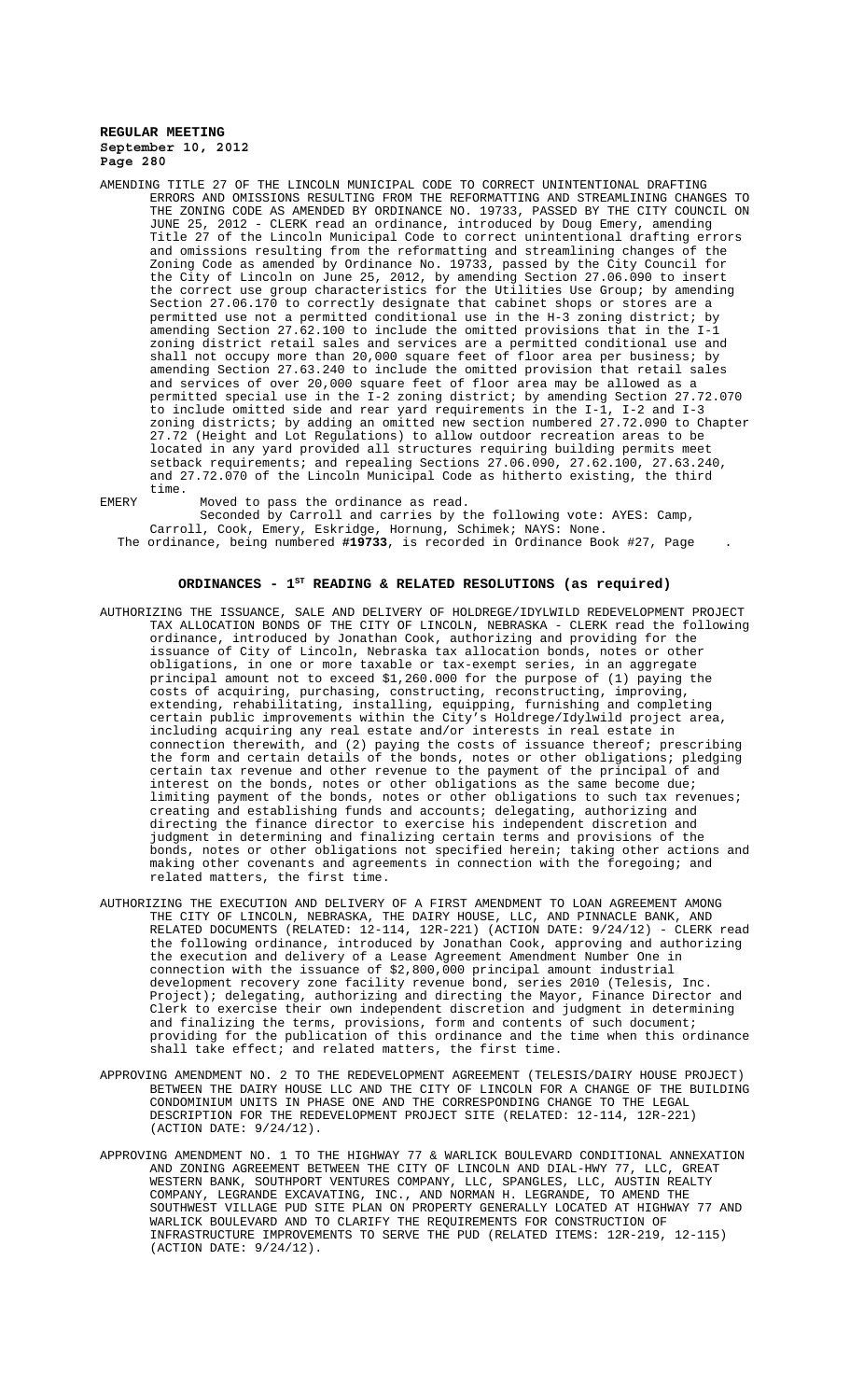AMENDING TITLE 27 OF THE LINCOLN MUNICIPAL CODE TO CORRECT UNINTENTIONAL DRAFTING ERRORS AND OMISSIONS RESULTING FROM THE REFORMATTING AND STREAMLINING CHANGES TO THE ZONING CODE AS AMENDED BY ORDINANCE NO. 19733, PASSED BY THE CITY COUNCIL ON JUNE 25, 2012 - CLERK read an ordinance, introduced by Doug Emery, amending Title 27 of the Lincoln Municipal Code to correct unintentional drafting errors and omissions resulting from the reformatting and streamlining changes of the Zoning Code as amended by Ordinance No. 19733, passed by the City Council for the City of Lincoln on June 25, 2012, by amending Section 27.06.090 to insert the correct use group characteristics for the Utilities Use Group; by amending Section 27.06.170 to correctly designate that cabinet shops or stores are a permitted use not a permitted conditional use in the H-3 zoning district; by amending Section 27.62.100 to include the omitted provisions that in the I-1 zoning district retail sales and services are a permitted conditional use and shall not occupy more than 20,000 square feet of floor area per business; by amending Section 27.63.240 to include the omitted provision that retail sales and services of over 20,000 square feet of floor area may be allowed as a permitted special use in the I-2 zoning district; by amending Section 27.72.070 to include omitted side and rear yard requirements in the I-1, I-2 and I-3 zoning districts; by adding an omitted new section numbered 27.72.090 to Chapter 27.72 (Height and Lot Regulations) to allow outdoor recreation areas to be located in any yard provided all structures requiring building permits meet setback requirements; and repealing Sections 27.06.090, 27.62.100, 27.63.240, and 27.72.070 of the Lincoln Municipal Code as hitherto existing, the third time.

EMERY Moved to pass the ordinance as read.

Seconded by Carroll and carries by the following vote: AYES: Camp, Carroll, Cook, Emery, Eskridge, Hornung, Schimek; NAYS: None.

The ordinance, being numbered **#19733**, is recorded in Ordinance Book #27, Page .

## ORDINANCES - 1ST READING & RELATED RESOLUTIONS (as required)

AUTHORIZING THE ISSUANCE, SALE AND DELIVERY OF HOLDREGE/IDYLWILD REDEVELOPMENT PROJECT TAX ALLOCATION BONDS OF THE CITY OF LINCOLN, NEBRASKA - CLERK read the following ordinance, introduced by Jonathan Cook, authorizing and providing for the issuance of City of Lincoln, Nebraska tax allocation bonds, notes or other obligations, in one or more taxable or tax-exempt series, in an aggregate principal amount not to exceed $1,260.000 for the purpose of (1) paying the costs of acquiring, purchasing, constructing, reconstructing, improving, extending, rehabilitating, installing, equipping, furnishing and completing certain public improvements within the City's Holdrege/Idylwild project area, including acquiring any real estate and/or interests in real estate in connection therewith, and (2) paying the costs of issuance thereof; prescribing the form and certain details of the bonds, notes or other obligations; pledging certain tax revenue and other revenue to the payment of the principal of and interest on the bonds, notes or other obligations as the same become due; limiting payment of the bonds, notes or other obligations to such tax revenues; creating and establishing funds and accounts; delegating, authorizing and directing the finance director to exercise his independent discretion and judgment in determining and finalizing certain terms and provisions of the bonds, notes or other obligations not specified herein; taking other actions and making other covenants and agreements in connection with the foregoing; and related matters, the first time.

AUTHORIZING THE EXECUTION AND DELIVERY OF A FIRST AMENDMENT TO LOAN AGREEMENT AMONG THE CITY OF LINCOLN, NEBRASKA, THE DAIRY HOUSE, LLC, AND PINNACLE BANK, AND RELATED DOCUMENTS (RELATED: 12-114, 12R-221) (ACTION DATE: 9/24/12) - CLERK read the following ordinance, introduced by Jonathan Cook, approving and authorizing the execution and delivery of a Lease Agreement Amendment Number One in connection with the issuance of $2,800,000 principal amount industrial development recovery zone facility revenue bond, series 2010 (Telesis, Inc. Project); delegating, authorizing and directing the Mayor, Finance Director and Clerk to exercise their own independent discretion and judgment in determining and finalizing the terms, provisions, form and contents of such document; providing for the publication of this ordinance and the time when this ordinance shall take effect; and related matters, the first time.

APPROVING AMENDMENT NO. 2 TO THE REDEVELOPMENT AGREEMENT (TELESIS/DAIRY HOUSE PROJECT) BETWEEN THE DAIRY HOUSE LLC AND THE CITY OF LINCOLN FOR A CHANGE OF THE BUILDING CONDOMINIUM UNITS IN PHASE ONE AND THE CORRESPONDING CHANGE TO THE LEGAL DESCRIPTION FOR THE REDEVELOPMENT PROJECT SITE (RELATED: 12-114, 12R-221) (ACTION DATE: 9/24/12).

APPROVING AMENDMENT NO. 1 TO THE HIGHWAY 77 & WARLICK BOULEVARD CONDITIONAL ANNEXATION AND ZONING AGREEMENT BETWEEN THE CITY OF LINCOLN AND DIAL-HWY 77, LLC, GREAT WESTERN BANK, SOUTHPORT VENTURES COMPANY, LLC, SPANGLES, LLC, AUSTIN REALTY COMPANY, LEGRANDE EXCAVATING, INC., AND NORMAN H. LEGRANDE, TO AMEND THE SOUTHWEST VILLAGE PUD SITE PLAN ON PROPERTY GENERALLY LOCATED AT HIGHWAY 77 AND WARLICK BOULEVARD AND TO CLARIFY THE REQUIREMENTS FOR CONSTRUCTION OF INFRASTRUCTURE IMPROVEMENTS TO SERVE THE PUD (RELATED ITEMS: 12R-219, 12-115) (ACTION DATE: 9/24/12).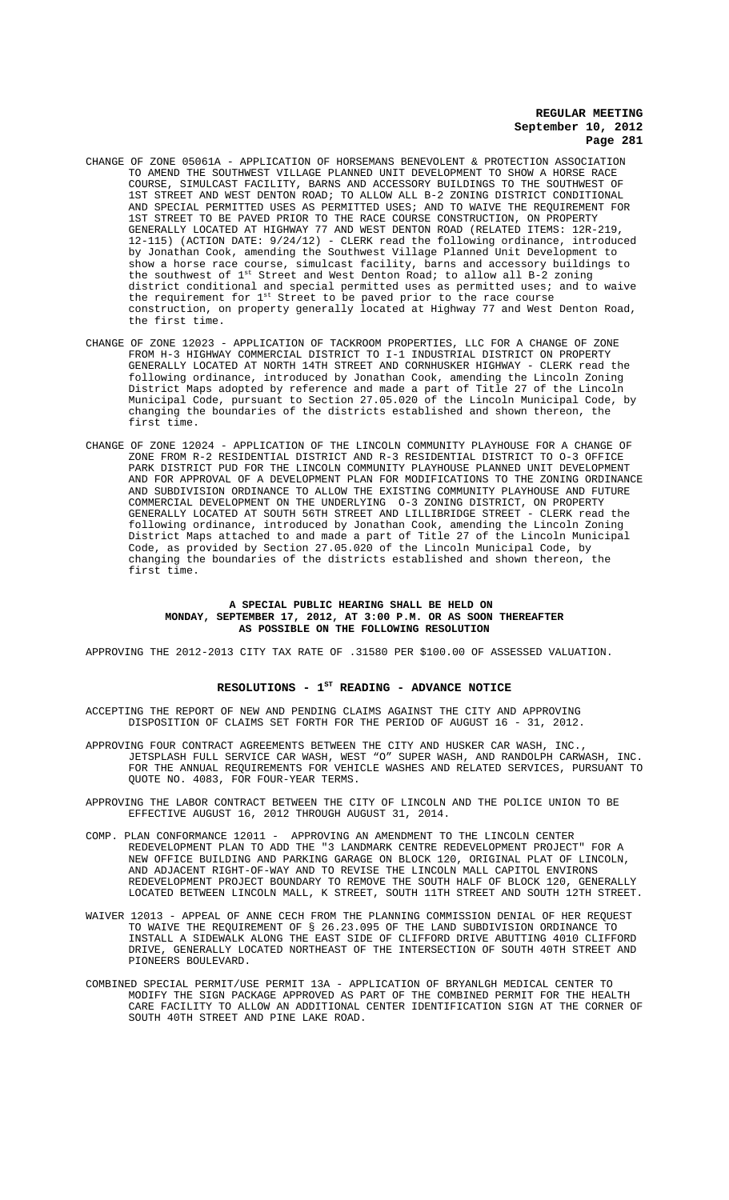CHANGE OF ZONE 05061A - APPLICATION OF HORSEMANS BENEVOLENT & PROTECTION ASSOCIATION TO AMEND THE SOUTHWEST VILLAGE PLANNED UNIT DEVELOPMENT TO SHOW A HORSE RACE COURSE, SIMULCAST FACILITY, BARNS AND ACCESSORY BUILDINGS TO THE SOUTHWEST OF 1ST STREET AND WEST DENTON ROAD; TO ALLOW ALL B-2 ZONING DISTRICT CONDITIONAL AND SPECIAL PERMITTED USES AS PERMITTED USES; AND TO WAIVE THE REQUIREMENT FOR 1ST STREET TO BE PAVED PRIOR TO THE RACE COURSE CONSTRUCTION, ON PROPERTY GENERALLY LOCATED AT HIGHWAY 77 AND WEST DENTON ROAD (RELATED ITEMS: 12R-219, 12-115) (ACTION DATE: 9/24/12) - CLERK read the following ordinance, introduced by Jonathan Cook, amending the Southwest Village Planned Unit Development to show a horse race course, simulcast facility, barns and accessory buildings to the southwest of 1st Street and West Denton Road; to allow all B-2 zoning district conditional and special permitted uses as permitted uses; and to waive the requirement for 1st Street to be paved prior to the race course construction, on property generally located at Highway 77 and West Denton Road, the first time.

CHANGE OF ZONE 12023 - APPLICATION OF TACKROOM PROPERTIES, LLC FOR A CHANGE OF ZONE FROM H-3 HIGHWAY COMMERCIAL DISTRICT TO I-1 INDUSTRIAL DISTRICT ON PROPERTY GENERALLY LOCATED AT NORTH 14TH STREET AND CORNHUSKER HIGHWAY - CLERK read the following ordinance, introduced by Jonathan Cook, amending the Lincoln Zoning District Maps adopted by reference and made a part of Title 27 of the Lincoln Municipal Code, pursuant to Section 27.05.020 of the Lincoln Municipal Code, by changing the boundaries of the districts established and shown thereon, the first time.

CHANGE OF ZONE 12024 - APPLICATION OF THE LINCOLN COMMUNITY PLAYHOUSE FOR A CHANGE OF ZONE FROM R-2 RESIDENTIAL DISTRICT AND R-3 RESIDENTIAL DISTRICT TO O-3 OFFICE PARK DISTRICT PUD FOR THE LINCOLN COMMUNITY PLAYHOUSE PLANNED UNIT DEVELOPMENT AND FOR APPROVAL OF A DEVELOPMENT PLAN FOR MODIFICATIONS TO THE ZONING ORDINANCE AND SUBDIVISION ORDINANCE TO ALLOW THE EXISTING COMMUNITY PLAYHOUSE AND FUTURE COMMERCIAL DEVELOPMENT ON THE UNDERLYING O-3 ZONING DISTRICT, ON PROPERTY GENERALLY LOCATED AT SOUTH 56TH STREET AND LILLIBRIDGE STREET - CLERK read the following ordinance, introduced by Jonathan Cook, amending the Lincoln Zoning District Maps attached to and made a part of Title 27 of the Lincoln Municipal Code, as provided by Section 27.05.020 of the Lincoln Municipal Code, by changing the boundaries of the districts established and shown thereon, the first time.

**A SPECIAL PUBLIC HEARING SHALL BE HELD ON MONDAY, SEPTEMBER 17, 2012, AT 3:00 P.M. OR AS SOON THEREAFTER AS POSSIBLE ON THE FOLLOWING RESOLUTION**

APPROVING THE 2012-2013 CITY TAX RATE OF .31580 PER $100.00 OF ASSESSED VALUATION.

## RESOLUTIONS - 1ST READING - ADVANCE NOTICE

ACCEPTING THE REPORT OF NEW AND PENDING CLAIMS AGAINST THE CITY AND APPROVING DISPOSITION OF CLAIMS SET FORTH FOR THE PERIOD OF AUGUST 16 - 31, 2012.

APPROVING FOUR CONTRACT AGREEMENTS BETWEEN THE CITY AND HUSKER CAR WASH, INC., JETSPLASH FULL SERVICE CAR WASH, WEST "O" SUPER WASH, AND RANDOLPH CARWASH, INC. FOR THE ANNUAL REQUIREMENTS FOR VEHICLE WASHES AND RELATED SERVICES, PURSUANT TO QUOTE NO. 4083, FOR FOUR-YEAR TERMS.

APPROVING THE LABOR CONTRACT BETWEEN THE CITY OF LINCOLN AND THE POLICE UNION TO BE EFFECTIVE AUGUST 16, 2012 THROUGH AUGUST 31, 2014.

COMP. PLAN CONFORMANCE 12011 - APPROVING AN AMENDMENT TO THE LINCOLN CENTER REDEVELOPMENT PLAN TO ADD THE "3 LANDMARK CENTRE REDEVELOPMENT PROJECT" FOR A NEW OFFICE BUILDING AND PARKING GARAGE ON BLOCK 120, ORIGINAL PLAT OF LINCOLN, AND ADJACENT RIGHT-OF-WAY AND TO REVISE THE LINCOLN MALL CAPITOL ENVIRONS REDEVELOPMENT PROJECT BOUNDARY TO REMOVE THE SOUTH HALF OF BLOCK 120, GENERALLY LOCATED BETWEEN LINCOLN MALL, K STREET, SOUTH 11TH STREET AND SOUTH 12TH STREET.

WAIVER 12013 - APPEAL OF ANNE CECH FROM THE PLANNING COMMISSION DENIAL OF HER REQUEST TO WAIVE THE REQUIREMENT OF § 26.23.095 OF THE LAND SUBDIVISION ORDINANCE TO INSTALL A SIDEWALK ALONG THE EAST SIDE OF CLIFFORD DRIVE ABUTTING 4010 CLIFFORD DRIVE, GENERALLY LOCATED NORTHEAST OF THE INTERSECTION OF SOUTH 40TH STREET AND PIONEERS BOULEVARD.

COMBINED SPECIAL PERMIT/USE PERMIT 13A - APPLICATION OF BRYANLGH MEDICAL CENTER TO MODIFY THE SIGN PACKAGE APPROVED AS PART OF THE COMBINED PERMIT FOR THE HEALTH CARE FACILITY TO ALLOW AN ADDITIONAL CENTER IDENTIFICATION SIGN AT THE CORNER OF SOUTH 40TH STREET AND PINE LAKE ROAD.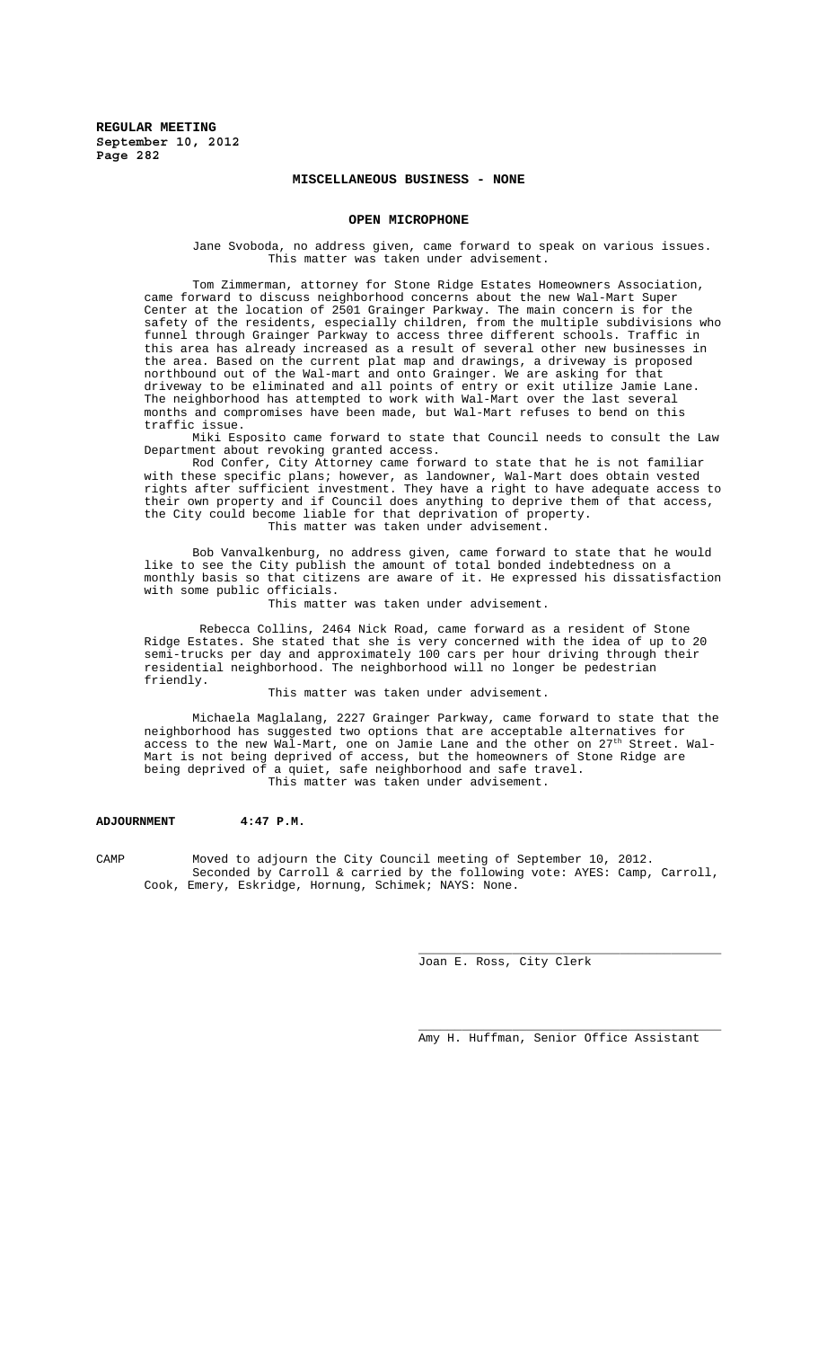**MISCELLANEOUS BUSINESS - NONE**

**OPEN MICROPHONE**

Jane Svoboda, no address given, came forward to speak on various issues. This matter was taken under advisement.

Tom Zimmerman, attorney for Stone Ridge Estates Homeowners Association, came forward to discuss neighborhood concerns about the new Wal-Mart Super Center at the location of 2501 Grainger Parkway. The main concern is for the safety of the residents, especially children, from the multiple subdivisions who funnel through Grainger Parkway to access three different schools. Traffic in this area has already increased as a result of several other new businesses in the area. Based on the current plat map and drawings, a driveway is proposed northbound out of the Wal-mart and onto Grainger. We are asking for that driveway to be eliminated and all points of entry or exit utilize Jamie Lane. The neighborhood has attempted to work with Wal-Mart over the last several months and compromises have been made, but Wal-Mart refuses to bend on this traffic issue.

Miki Esposito came forward to state that Council needs to consult the Law Department about revoking granted access.

Rod Confer, City Attorney came forward to state that he is not familiar with these specific plans; however, as landowner, Wal-Mart does obtain vested rights after sufficient investment. They have a right to have adequate access to their own property and if Council does anything to deprive them of that access, the City could become liable for that deprivation of property.

This matter was taken under advisement.

Bob Vanvalkenburg, no address given, came forward to state that he would like to see the City publish the amount of total bonded indebtedness on a monthly basis so that citizens are aware of it. He expressed his dissatisfaction with some public officials.

This matter was taken under advisement.

Rebecca Collins, 2464 Nick Road, came forward as a resident of Stone Ridge Estates. She stated that she is very concerned with the idea of up to 20 semi-trucks per day and approximately 100 cars per hour driving through their residential neighborhood. The neighborhood will no longer be pedestrian friendly.

This matter was taken under advisement.

Michaela Maglalang, 2227 Grainger Parkway, came forward to state that the neighborhood has suggested two options that are acceptable alternatives for access to the new Wal-Mart, one on Jamie Lane and the other on 27th Street. Wal-Mart is not being deprived of access, but the homeowners of Stone Ridge are being deprived of a quiet, safe neighborhood and safe travel.

This matter was taken under advisement.

**ADJOURNMENT 4:47 P.M.**

CAMP Moved to adjourn the City Council meeting of September 10, 2012.
Seconded by Carroll & carried by the following vote: AYES: Camp, Carroll, Cook, Emery, Eskridge, Hornung, Schimek; NAYS: None.

\_\_\_\_\_\_\_\_\_\_\_\_\_\_\_\_\_\_\_\_\_\_\_\_\_\_\_\_\_\_\_\_\_\_\_\_\_\_\_\_
Joan E. Ross, City Clerk

\_\_\_\_\_\_\_\_\_\_\_\_\_\_\_\_\_\_\_\_\_\_\_\_\_\_\_\_\_\_\_\_\_\_\_\_\_\_\_\_
Amy H. Huffman, Senior Office Assistant